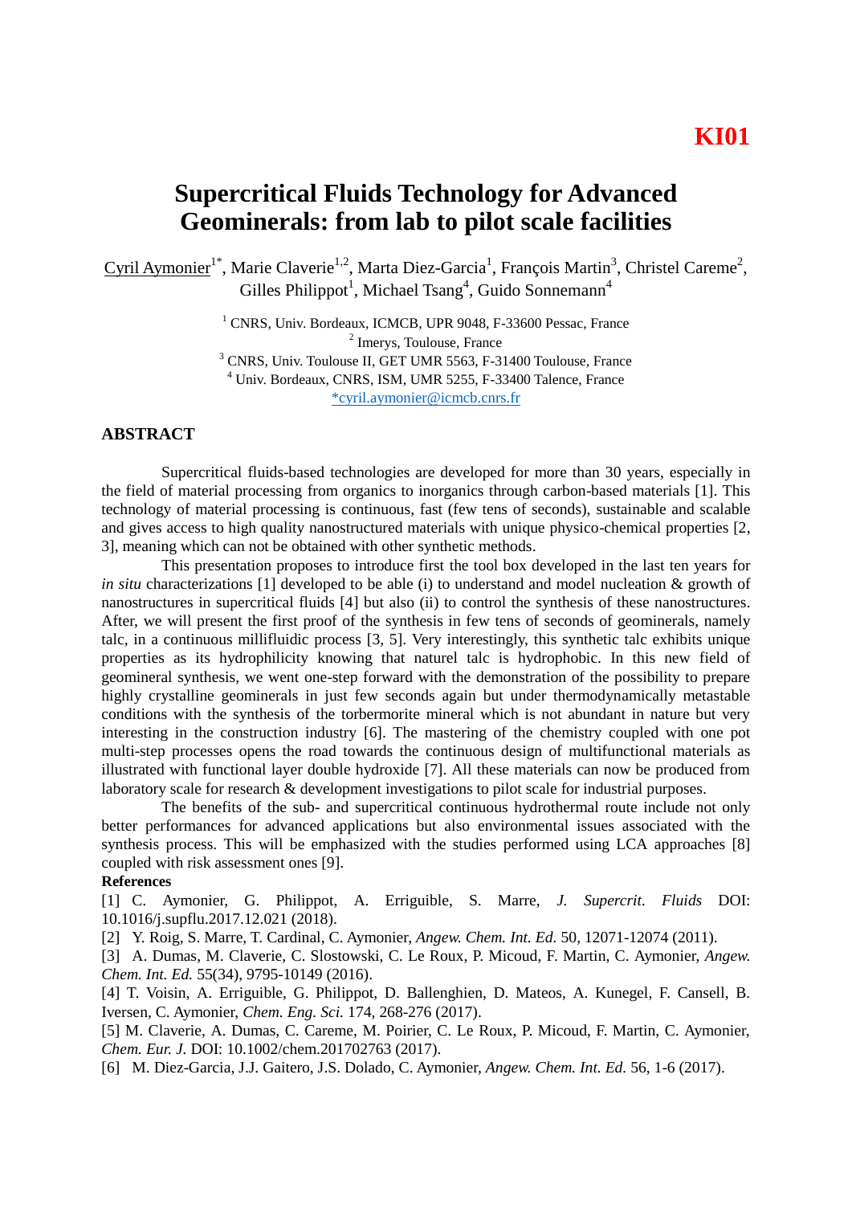KI01

# Supercritical Fluids Technology for Advanced Geominerals: from lab to pilot scale facilities

Cyril Aymonier[1*], Marie Claverie[1,2], Marta Diez-Garcia[1], François Martin[3], Christel Careme[2], Gilles Philippot[1], Michael Tsang[4], Guido Sonnemann[4]

[1] CNRS, Univ. Bordeaux, ICMCB, UPR 9048, F-33600 Pessac, France
[2] Imerys, Toulouse, France
[3] CNRS, Univ. Toulouse II, GET UMR 5563, F-31400 Toulouse, France
[4] Univ. Bordeaux, CNRS, ISM, UMR 5255, F-33400 Talence, France
*cyril.aymonier@icmcb.cnrs.fr

## ABSTRACT

Supercritical fluids-based technologies are developed for more than 30 years, especially in the field of material processing from organics to inorganics through carbon-based materials [1]. This technology of material processing is continuous, fast (few tens of seconds), sustainable and scalable and gives access to high quality nanostructured materials with unique physico-chemical properties [2, 3], meaning which can not be obtained with other synthetic methods.

This presentation proposes to introduce first the tool box developed in the last ten years for *in situ* characterizations [1] developed to be able (i) to understand and model nucleation & growth of nanostructures in supercritical fluids [4] but also (ii) to control the synthesis of these nanostructures. After, we will present the first proof of the synthesis in few tens of seconds of geominerals, namely talc, in a continuous millifluidic process [3, 5]. Very interestingly, this synthetic talc exhibits unique properties as its hydrophilicity knowing that naturel talc is hydrophobic. In this new field of geomineral synthesis, we went one-step forward with the demonstration of the possibility to prepare highly crystalline geominerals in just few seconds again but under thermodynamically metastable conditions with the synthesis of the torbermorite mineral which is not abundant in nature but very interesting in the construction industry [6]. The mastering of the chemistry coupled with one pot multi-step processes opens the road towards the continuous design of multifunctional materials as illustrated with functional layer double hydroxide [7]. All these materials can now be produced from laboratory scale for research & development investigations to pilot scale for industrial purposes.

The benefits of the sub- and supercritical continuous hydrothermal route include not only better performances for advanced applications but also environmental issues associated with the synthesis process. This will be emphasized with the studies performed using LCA approaches [8] coupled with risk assessment ones [9].

**References**

[1] C. Aymonier, G. Philippot, A. Erriguible, S. Marre, *J. Supercrit. Fluids* DOI: 10.1016/j.supflu.2017.12.021 (2018).

[2] Y. Roig, S. Marre, T. Cardinal, C. Aymonier, *Angew. Chem. Int. Ed.* 50, 12071-12074 (2011).

[3] A. Dumas, M. Claverie, C. Slostowski, C. Le Roux, P. Micoud, F. Martin, C. Aymonier, *Angew. Chem. Int. Ed.* 55(34), 9795-10149 (2016).

[4] T. Voisin, A. Erriguible, G. Philippot, D. Ballenghien, D. Mateos, A. Kunegel, F. Cansell, B. Iversen, C. Aymonier, *Chem. Eng. Sci.* 174, 268-276 (2017).

[5] M. Claverie, A. Dumas, C. Careme, M. Poirier, C. Le Roux, P. Micoud, F. Martin, C. Aymonier, *Chem. Eur. J.* DOI: 10.1002/chem.201702763 (2017).

[6] M. Diez-Garcia, J.J. Gaitero, J.S. Dolado, C. Aymonier, *Angew. Chem. Int. Ed.* 56, 1-6 (2017).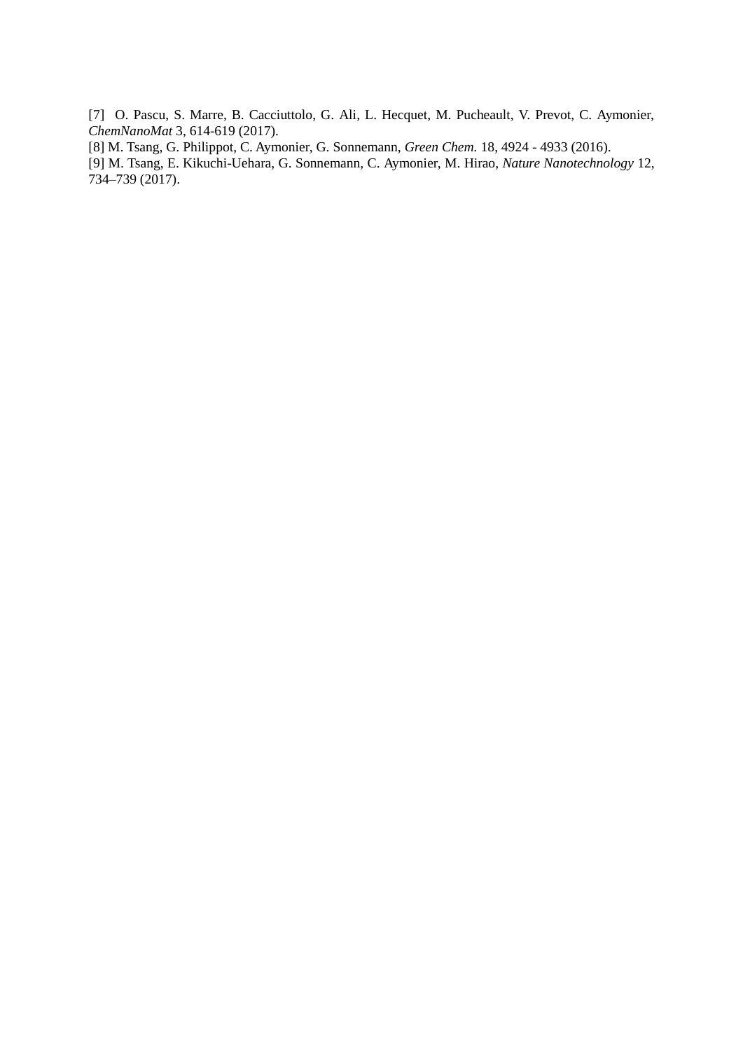[7] O. Pascu, S. Marre, B. Cacciuttolo, G. Ali, L. Hecquet, M. Pucheault, V. Prevot, C. Aymonier, *ChemNanoMat* 3, 614-619 (2017).

[8] M. Tsang, G. Philippot, C. Aymonier, G. Sonnemann, *Green Chem.* 18, 4924 - 4933 (2016).

[9] M. Tsang, E. Kikuchi-Uehara, G. Sonnemann, C. Aymonier, M. Hirao, *Nature Nanotechnology* 12, 734–739 (2017).